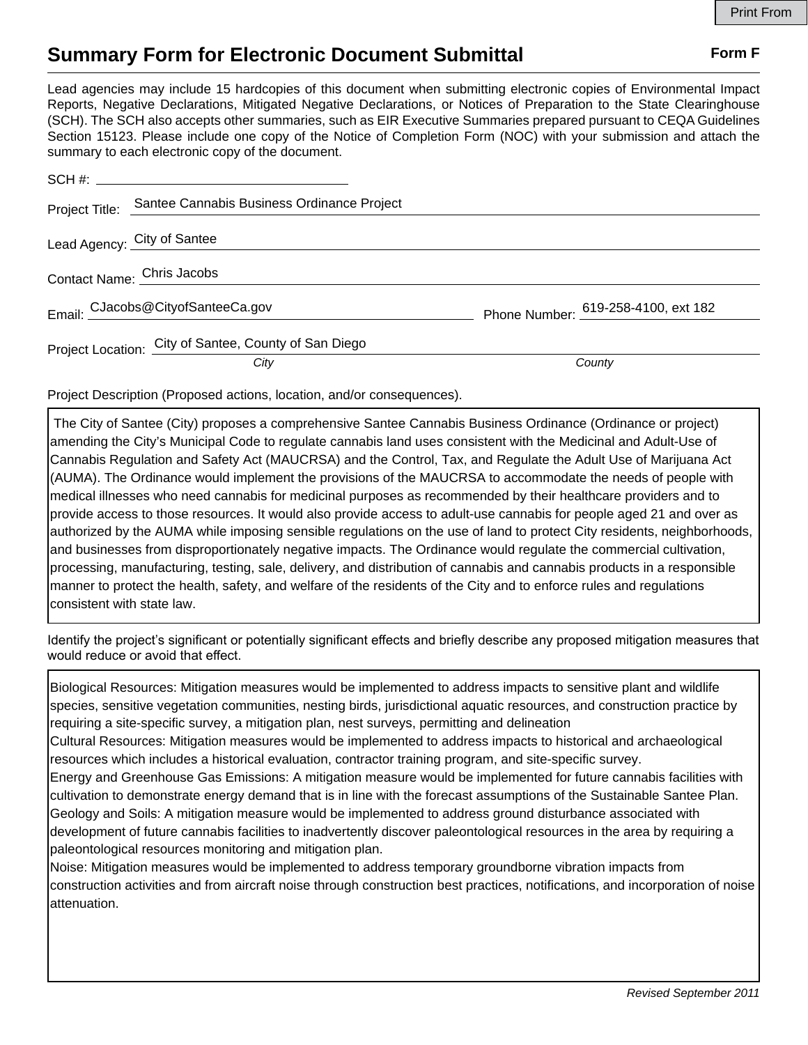Print From

# Summary Form for Electronic Document Submittal

**Form F**

Lead agencies may include 15 hardcopies of this document when submitting electronic copies of Environmental Impact Reports, Negative Declarations, Mitigated Negative Declarations, or Notices of Preparation to the State Clearinghouse (SCH). The SCH also accepts other summaries, such as EIR Executive Summaries prepared pursuant to CEQA Guidelines Section 15123. Please include one copy of the Notice of Completion Form (NOC) with your submission and attach the summary to each electronic copy of the document.

SCH #: 

Project Title: Santee Cannabis Business Ordinance Project

Lead Agency: City of Santee

Contact Name: Chris Jacobs

Email: CJacobs@CityofSanteeCa.gov Phone Number: 619-258-4100, ext 182

Project Location: City of Santee, County of San Diego

*City* *County*

Project Description (Proposed actions, location, and/or consequences).

The City of Santee (City) proposes a comprehensive Santee Cannabis Business Ordinance (Ordinance or project) amending the City's Municipal Code to regulate cannabis land uses consistent with the Medicinal and Adult-Use of Cannabis Regulation and Safety Act (MAUCRSA) and the Control, Tax, and Regulate the Adult Use of Marijuana Act (AUMA). The Ordinance would implement the provisions of the MAUCRSA to accommodate the needs of people with medical illnesses who need cannabis for medicinal purposes as recommended by their healthcare providers and to provide access to those resources. It would also provide access to adult-use cannabis for people aged 21 and over as authorized by the AUMA while imposing sensible regulations on the use of land to protect City residents, neighborhoods, and businesses from disproportionately negative impacts. The Ordinance would regulate the commercial cultivation, processing, manufacturing, testing, sale, delivery, and distribution of cannabis and cannabis products in a responsible manner to protect the health, safety, and welfare of the residents of the City and to enforce rules and regulations consistent with state law.

Identify the project's significant or potentially significant effects and briefly describe any proposed mitigation measures that would reduce or avoid that effect.

Biological Resources: Mitigation measures would be implemented to address impacts to sensitive plant and wildlife species, sensitive vegetation communities, nesting birds, jurisdictional aquatic resources, and construction practice by requiring a site-specific survey, a mitigation plan, nest surveys, permitting and delineation

Cultural Resources: Mitigation measures would be implemented to address impacts to historical and archaeological resources which includes a historical evaluation, contractor training program, and site-specific survey.

Energy and Greenhouse Gas Emissions: A mitigation measure would be implemented for future cannabis facilities with cultivation to demonstrate energy demand that is in line with the forecast assumptions of the Sustainable Santee Plan.

Geology and Soils: A mitigation measure would be implemented to address ground disturbance associated with development of future cannabis facilities to inadvertently discover paleontological resources in the area by requiring a paleontological resources monitoring and mitigation plan.

Noise: Mitigation measures would be implemented to address temporary groundborne vibration impacts from construction activities and from aircraft noise through construction best practices, notifications, and incorporation of noise attenuation.

*Revised September 2011*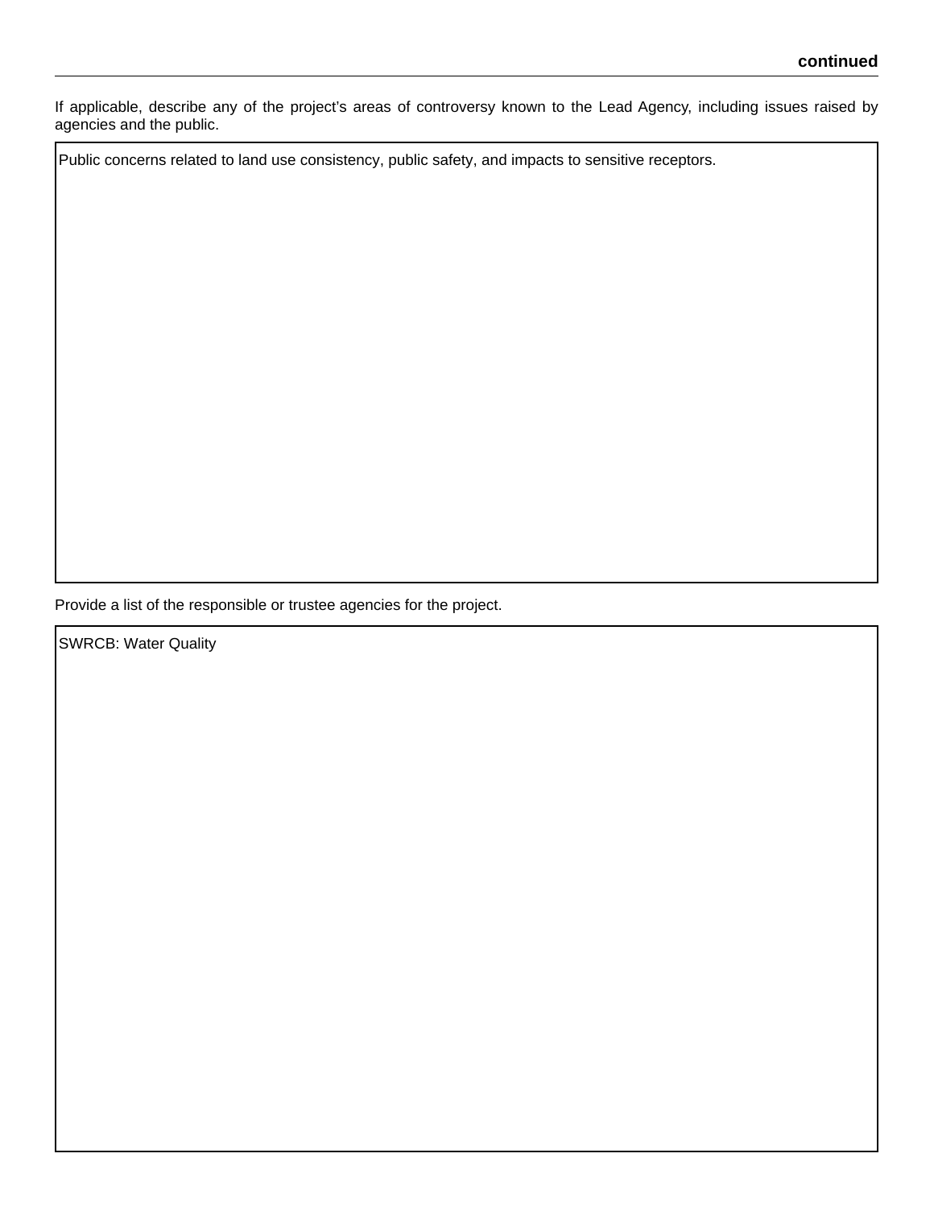If applicable, describe any of the project's areas of controversy known to the Lead Agency, including issues raised by agencies and the public.

Public concerns related to land use consistency, public safety, and impacts to sensitive receptors.

Provide a list of the responsible or trustee agencies for the project.

SWRCB: Water Quality